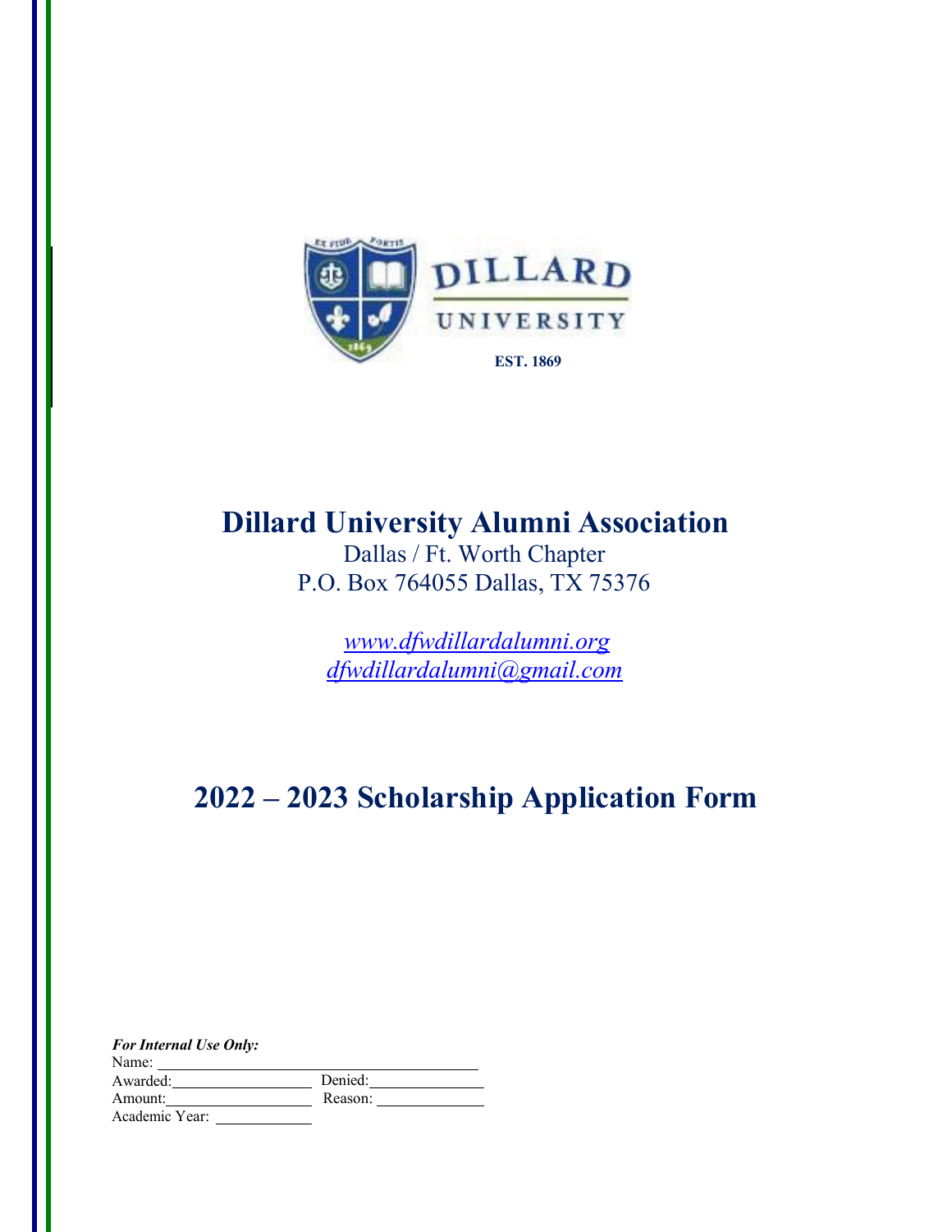DILLARD UNIVERSITY

EST. 1869

# Dillard University Alumni Association

Dallas / Ft. Worth Chapter
P.O. Box 764055 Dallas, TX 75376

*www.dfwdillardalumni.org*
*dfwdillardalumni@gmail.com*

# 2022 – 2023 Scholarship Application Form

***For Internal Use Only:***

Name: ______________________________

Awarded: ______________ Denied: ____________

Amount: ______________ Reason: ____________

Academic Year: __________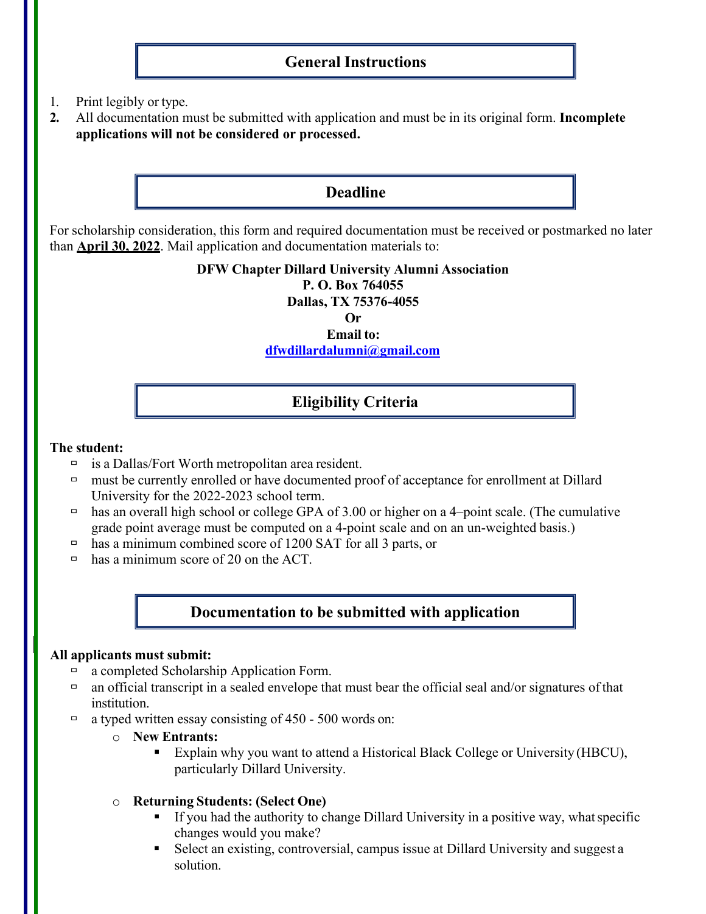## General Instructions

1. Print legibly or type.
2. All documentation must be submitted with application and must be in its original form. **Incomplete applications will not be considered or processed.**

## Deadline

For scholarship consideration, this form and required documentation must be received or postmarked no later than **April 30, 2022**. Mail application and documentation materials to:

**DFW Chapter Dillard University Alumni Association**
**P. O. Box 764055**
**Dallas, TX 75376-4055**
**Or**
**Email to:**
**dfwdillardalumni@gmail.com**

## Eligibility Criteria

**The student:**

- is a Dallas/Fort Worth metropolitan area resident.
- must be currently enrolled or have documented proof of acceptance for enrollment at Dillard University for the 2022-2023 school term.
- has an overall high school or college GPA of 3.00 or higher on a 4–point scale. (The cumulative grade point average must be computed on a 4-point scale and on an un-weighted basis.)
- has a minimum combined score of 1200 SAT for all 3 parts, or
- has a minimum score of 20 on the ACT.

## Documentation to be submitted with application

**All applicants must submit:**

- a completed Scholarship Application Form.
- an official transcript in a sealed envelope that must bear the official seal and/or signatures of that institution.
- a typed written essay consisting of 450 - 500 words on:
  - **New Entrants:**
    - Explain why you want to attend a Historical Black College or University (HBCU), particularly Dillard University.
  - **Returning Students: (Select One)**
    - If you had the authority to change Dillard University in a positive way, what specific changes would you make?
    - Select an existing, controversial, campus issue at Dillard University and suggest a solution.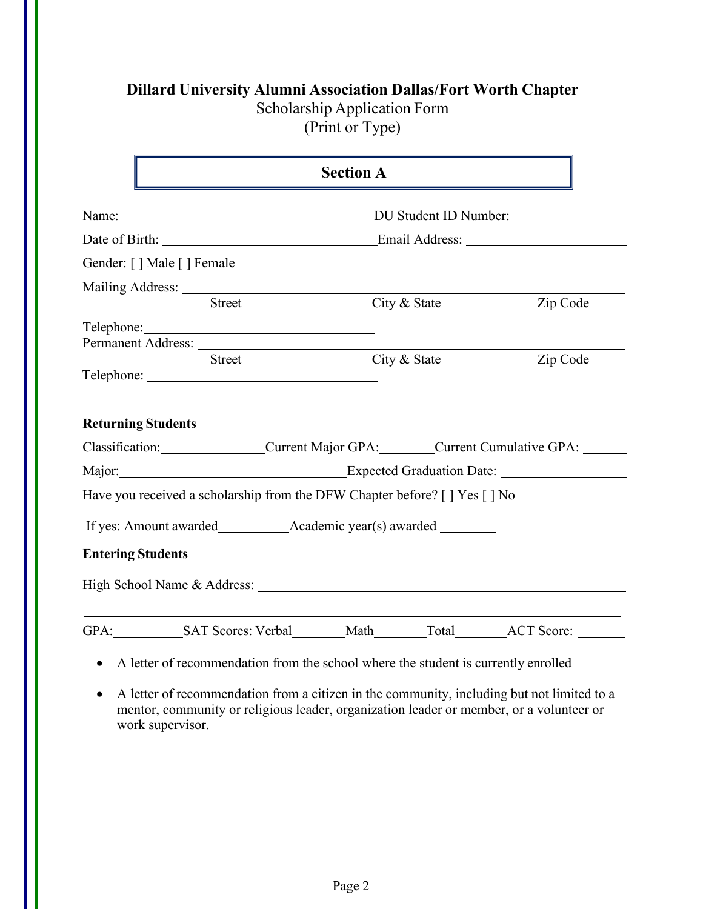**Dillard University Alumni Association Dallas/Fort Worth Chapter**

Scholarship Application Form

(Print or Type)

## Section A

Name:\_\_\_\_\_\_\_\_\_\_\_\_\_\_\_\_\_\_\_\_\_\_\_\_\_\_\_\_\_\_\_\_\_\_\_\_\_\_\_\_ DU Student ID Number: \_\_\_\_\_\_\_\_\_\_\_\_\_\_\_\_\_\_

Date of Birth: \_\_\_\_\_\_\_\_\_\_\_\_\_\_\_\_\_\_\_\_\_\_\_\_\_\_\_\_\_\_\_\_\_\_\_\_ Email Address: \_\_\_\_\_\_\_\_\_\_\_\_\_\_\_\_\_\_\_\_\_\_\_\_\_

Gender: [ ] Male [ ] Female

Mailing Address: \_\_\_\_\_\_\_\_\_\_\_\_\_\_\_\_\_\_\_\_\_\_\_\_\_\_\_\_\_\_\_\_\_\_\_\_\_\_\_\_\_\_\_\_\_\_\_\_\_\_\_\_\_\_\_\_\_\_\_\_\_\_\_\_\_\_\_\_\_\_

Street                    City & State                    Zip Code

Telephone:\_\_\_\_\_\_\_\_\_\_\_\_\_\_\_\_\_\_\_\_\_\_\_\_\_\_\_\_\_\_\_\_\_\_\_\_\_

Permanent Address: \_\_\_\_\_\_\_\_\_\_\_\_\_\_\_\_\_\_\_\_\_\_\_\_\_\_\_\_\_\_\_\_\_\_\_\_\_\_\_\_\_\_\_\_\_\_\_\_\_\_\_\_\_\_\_\_\_\_\_\_\_\_\_\_\_\_

Street                    City & State                    Zip Code

Telephone: \_\_\_\_\_\_\_\_\_\_\_\_\_\_\_\_\_\_\_\_\_\_\_\_\_\_\_\_\_\_\_\_\_\_\_\_\_

**Returning Students**

Classification:\_\_\_\_\_\_\_\_\_\_\_\_\_\_\_\_\_ Current Major GPA:\_\_\_\_\_\_\_\_\_ Current Cumulative GPA: \_\_\_\_\_\_\_

Major:\_\_\_\_\_\_\_\_\_\_\_\_\_\_\_\_\_\_\_\_\_\_\_\_\_\_\_\_\_\_\_\_\_\_\_\_\_ Expected Graduation Date: \_\_\_\_\_\_\_\_\_\_\_\_\_\_\_\_\_\_\_\_\_

Have you received a scholarship from the DFW Chapter before? [ ] Yes [ ] No

If yes: Amount awarded\_\_\_\_\_\_\_\_\_\_\_\_ Academic year(s) awarded \_\_\_\_\_\_\_\_\_

**Entering Students**

High School Name & Address: \_\_\_\_\_\_\_\_\_\_\_\_\_\_\_\_\_\_\_\_\_\_\_\_\_\_\_\_\_\_\_\_\_\_\_\_\_\_\_\_\_\_\_\_\_\_\_\_\_\_\_\_\_\_\_\_\_\_\_\_

\_\_\_\_\_\_\_\_\_\_\_\_\_\_\_\_\_\_\_\_\_\_\_\_\_\_\_\_\_\_\_\_\_\_\_\_\_\_\_\_\_\_\_\_\_\_\_\_\_\_\_\_\_\_\_\_\_\_\_\_\_\_\_\_\_\_\_\_\_\_\_\_\_\_\_\_\_\_\_\_\_\_\_\_\_\_\_\_

GPA:\_\_\_\_\_\_\_\_\_\_\_\_ SAT Scores: Verbal\_\_\_\_\_\_\_\_\_ Math\_\_\_\_\_\_\_\_\_ Total\_\_\_\_\_\_\_\_\_ ACT Score: \_\_\_\_\_\_\_\_

- A letter of recommendation from the school where the student is currently enrolled
- A letter of recommendation from a citizen in the community, including but not limited to a mentor, community or religious leader, organization leader or member, or a volunteer or work supervisor.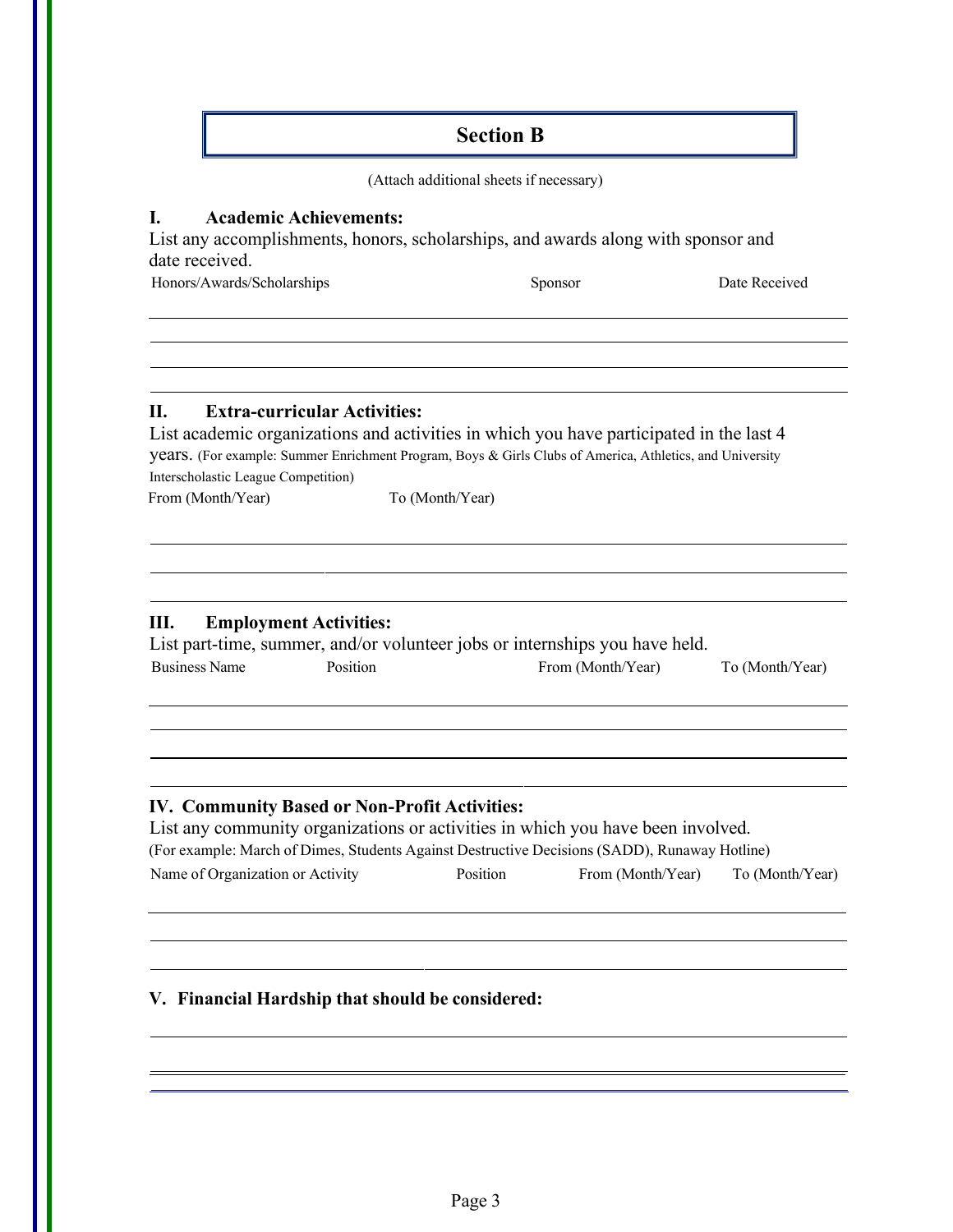## Section B

(Attach additional sheets if necessary)

### I. Academic Achievements:

List any accomplishments, honors, scholarships, and awards along with sponsor and date received.

| Honors/Awards/Scholarships | Sponsor | Date Received |
| --- | --- | --- |
| | | |
| | | |
| | | |
| | | |

### II. Extra-curricular Activities:

List academic organizations and activities in which you have participated in the last 4 years. (For example: Summer Enrichment Program, Boys & Girls Clubs of America, Athletics, and University Interscholastic League Competition)

| From (Month/Year) | To (Month/Year) | |
| --- | --- | --- |
| | | |
| | | |
| | | |

### III. Employment Activities:

List part-time, summer, and/or volunteer jobs or internships you have held.

| Business Name | Position | From (Month/Year) | To (Month/Year) |
| --- | --- | --- | --- |
| | | | |
| | | | |
| | | | |
| | | | |

### IV. Community Based or Non-Profit Activities:

List any community organizations or activities in which you have been involved. (For example: March of Dimes, Students Against Destructive Decisions (SADD), Runaway Hotline)

| Name of Organization or Activity | Position | From (Month/Year) | To (Month/Year) |
| --- | --- | --- | --- |
| | | | |
| | | | |
| | | | |

### V. Financial Hardship that should be considered: